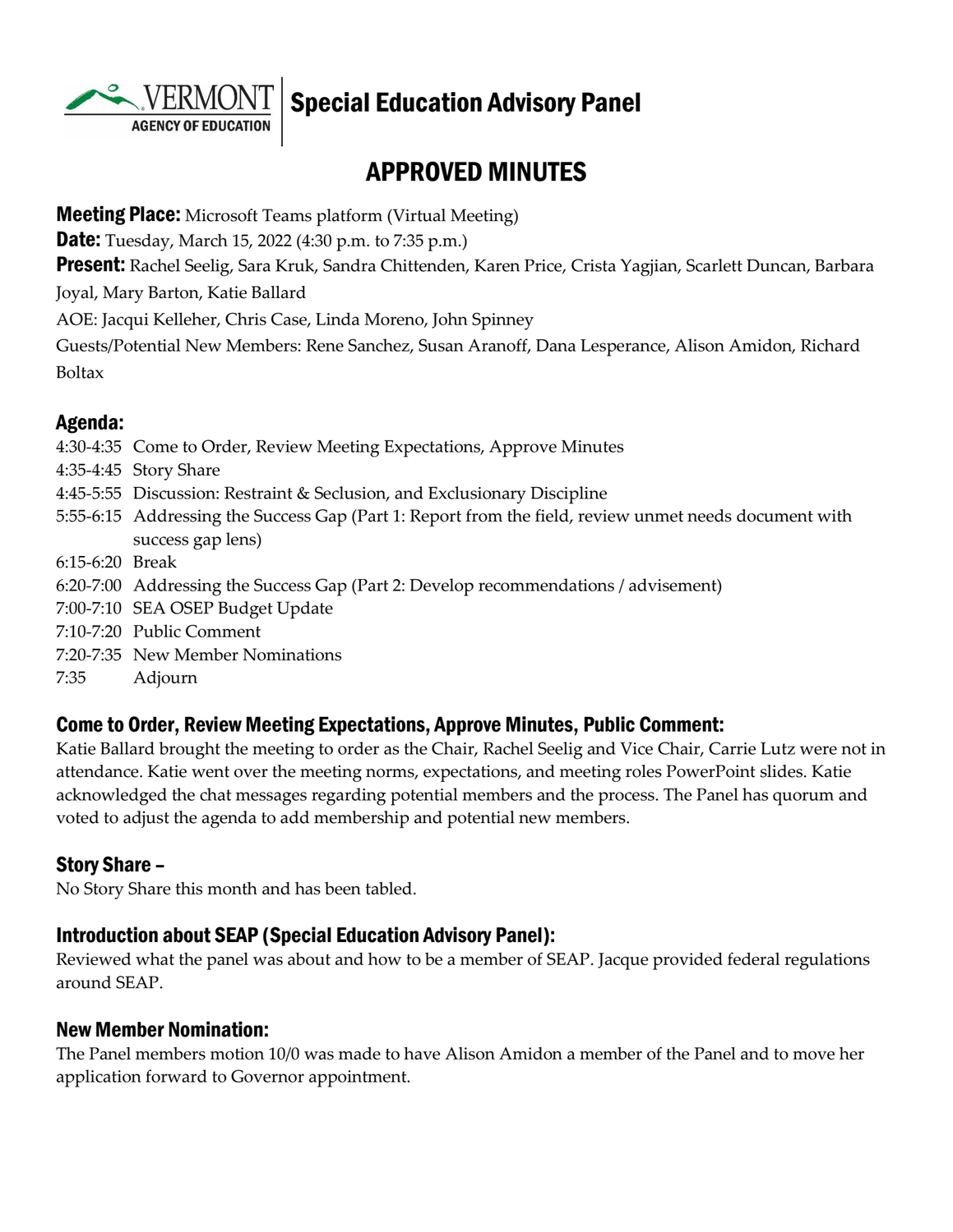# Special Education Advisory Panel

VERMONT AGENCY OF EDUCATION

## APPROVED MINUTES

**Meeting Place:** Microsoft Teams platform (Virtual Meeting)
**Date:** Tuesday, March 15, 2022 (4:30 p.m. to 7:35 p.m.)
**Present:** Rachel Seelig, Sara Kruk, Sandra Chittenden, Karen Price, Crista Yagjian, Scarlett Duncan, Barbara Joyal, Mary Barton, Katie Ballard
AOE: Jacqui Kelleher, Chris Case, Linda Moreno, John Spinney
Guests/Potential New Members: Rene Sanchez, Susan Aranoff, Dana Lesperance, Alison Amidon, Richard Boltax

### Agenda:

4:30-4:35 Come to Order, Review Meeting Expectations, Approve Minutes
4:35-4:45 Story Share
4:45-5:55 Discussion: Restraint & Seclusion, and Exclusionary Discipline
5:55-6:15 Addressing the Success Gap (Part 1: Report from the field, review unmet needs document with success gap lens)
6:15-6:20 Break
6:20-7:00 Addressing the Success Gap (Part 2: Develop recommendations / advisement)
7:00-7:10 SEA OSEP Budget Update
7:10-7:20 Public Comment
7:20-7:35 New Member Nominations
7:35 Adjourn

### Come to Order, Review Meeting Expectations, Approve Minutes, Public Comment:

Katie Ballard brought the meeting to order as the Chair, Rachel Seelig and Vice Chair, Carrie Lutz were not in attendance. Katie went over the meeting norms, expectations, and meeting roles PowerPoint slides. Katie acknowledged the chat messages regarding potential members and the process. The Panel has quorum and voted to adjust the agenda to add membership and potential new members.

### Story Share –

No Story Share this month and has been tabled.

### Introduction about SEAP (Special Education Advisory Panel):

Reviewed what the panel was about and how to be a member of SEAP. Jacque provided federal regulations around SEAP.

### New Member Nomination:

The Panel members motion 10/0 was made to have Alison Amidon a member of the Panel and to move her application forward to Governor appointment.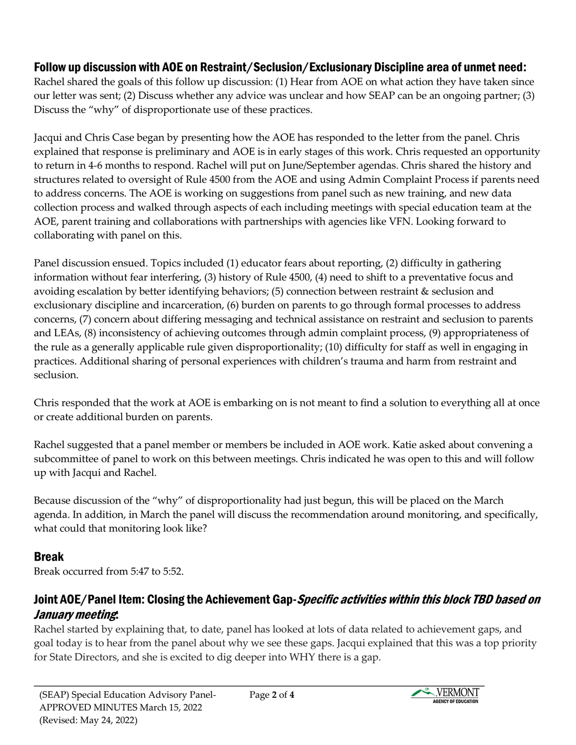## Follow up discussion with AOE on Restraint/Seclusion/Exclusionary Discipline area of unmet need:

Rachel shared the goals of this follow up discussion: (1) Hear from AOE on what action they have taken since our letter was sent; (2) Discuss whether any advice was unclear and how SEAP can be an ongoing partner; (3) Discuss the "why" of disproportionate use of these practices.

Jacqui and Chris Case began by presenting how the AOE has responded to the letter from the panel. Chris explained that response is preliminary and AOE is in early stages of this work. Chris requested an opportunity to return in 4-6 months to respond. Rachel will put on June/September agendas. Chris shared the history and structures related to oversight of Rule 4500 from the AOE and using Admin Complaint Process if parents need to address concerns. The AOE is working on suggestions from panel such as new training, and new data collection process and walked through aspects of each including meetings with special education team at the AOE, parent training and collaborations with partnerships with agencies like VFN. Looking forward to collaborating with panel on this.

Panel discussion ensued. Topics included (1) educator fears about reporting, (2) difficulty in gathering information without fear interfering, (3) history of Rule 4500, (4) need to shift to a preventative focus and avoiding escalation by better identifying behaviors; (5) connection between restraint & seclusion and exclusionary discipline and incarceration, (6) burden on parents to go through formal processes to address concerns, (7) concern about differing messaging and technical assistance on restraint and seclusion to parents and LEAs, (8) inconsistency of achieving outcomes through admin complaint process, (9) appropriateness of the rule as a generally applicable rule given disproportionality; (10) difficulty for staff as well in engaging in practices. Additional sharing of personal experiences with children's trauma and harm from restraint and seclusion.

Chris responded that the work at AOE is embarking on is not meant to find a solution to everything all at once or create additional burden on parents.

Rachel suggested that a panel member or members be included in AOE work. Katie asked about convening a subcommittee of panel to work on this between meetings. Chris indicated he was open to this and will follow up with Jacqui and Rachel.

Because discussion of the "why" of disproportionality had just begun, this will be placed on the March agenda. In addition, in March the panel will discuss the recommendation around monitoring, and specifically, what could that monitoring look like?

## Break

Break occurred from 5:47 to 5:52.

## Joint AOE/Panel Item: Closing the Achievement Gap-*Specific activities within this block TBD based on January meeting*:

Rachel started by explaining that, to date, panel has looked at lots of data related to achievement gaps, and goal today is to hear from the panel about why we see these gaps. Jacqui explained that this was a top priority for State Directors, and she is excited to dig deeper into WHY there is a gap.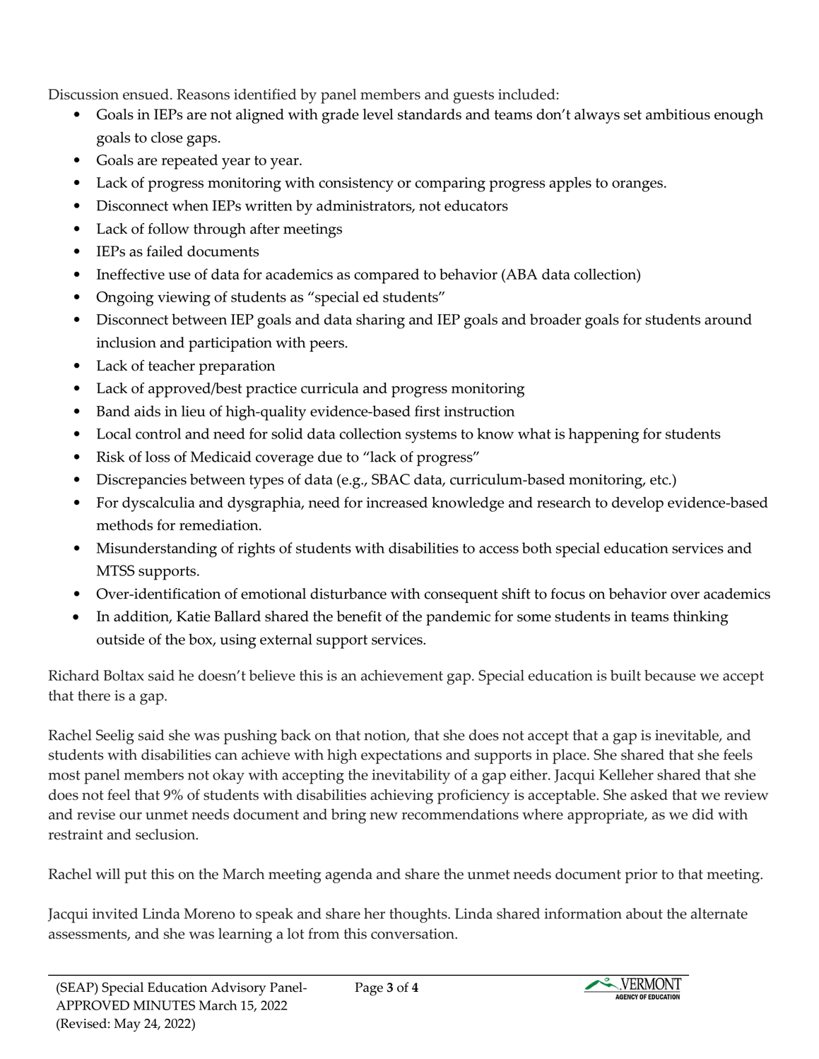Discussion ensued. Reasons identified by panel members and guests included:

- Goals in IEPs are not aligned with grade level standards and teams don't always set ambitious enough goals to close gaps.
- Goals are repeated year to year.
- Lack of progress monitoring with consistency or comparing progress apples to oranges.
- Disconnect when IEPs written by administrators, not educators
- Lack of follow through after meetings
- IEPs as failed documents
- Ineffective use of data for academics as compared to behavior (ABA data collection)
- Ongoing viewing of students as "special ed students"
- Disconnect between IEP goals and data sharing and IEP goals and broader goals for students around inclusion and participation with peers.
- Lack of teacher preparation
- Lack of approved/best practice curricula and progress monitoring
- Band aids in lieu of high-quality evidence-based first instruction
- Local control and need for solid data collection systems to know what is happening for students
- Risk of loss of Medicaid coverage due to "lack of progress"
- Discrepancies between types of data (e.g., SBAC data, curriculum-based monitoring, etc.)
- For dyscalculia and dysgraphia, need for increased knowledge and research to develop evidence-based methods for remediation.
- Misunderstanding of rights of students with disabilities to access both special education services and MTSS supports.
- Over-identification of emotional disturbance with consequent shift to focus on behavior over academics
- In addition, Katie Ballard shared the benefit of the pandemic for some students in teams thinking outside of the box, using external support services.

Richard Boltax said he doesn't believe this is an achievement gap. Special education is built because we accept that there is a gap.

Rachel Seelig said she was pushing back on that notion, that she does not accept that a gap is inevitable, and students with disabilities can achieve with high expectations and supports in place. She shared that she feels most panel members not okay with accepting the inevitability of a gap either. Jacqui Kelleher shared that she does not feel that 9% of students with disabilities achieving proficiency is acceptable. She asked that we review and revise our unmet needs document and bring new recommendations where appropriate, as we did with restraint and seclusion.

Rachel will put this on the March meeting agenda and share the unmet needs document prior to that meeting.

Jacqui invited Linda Moreno to speak and share her thoughts. Linda shared information about the alternate assessments, and she was learning a lot from this conversation.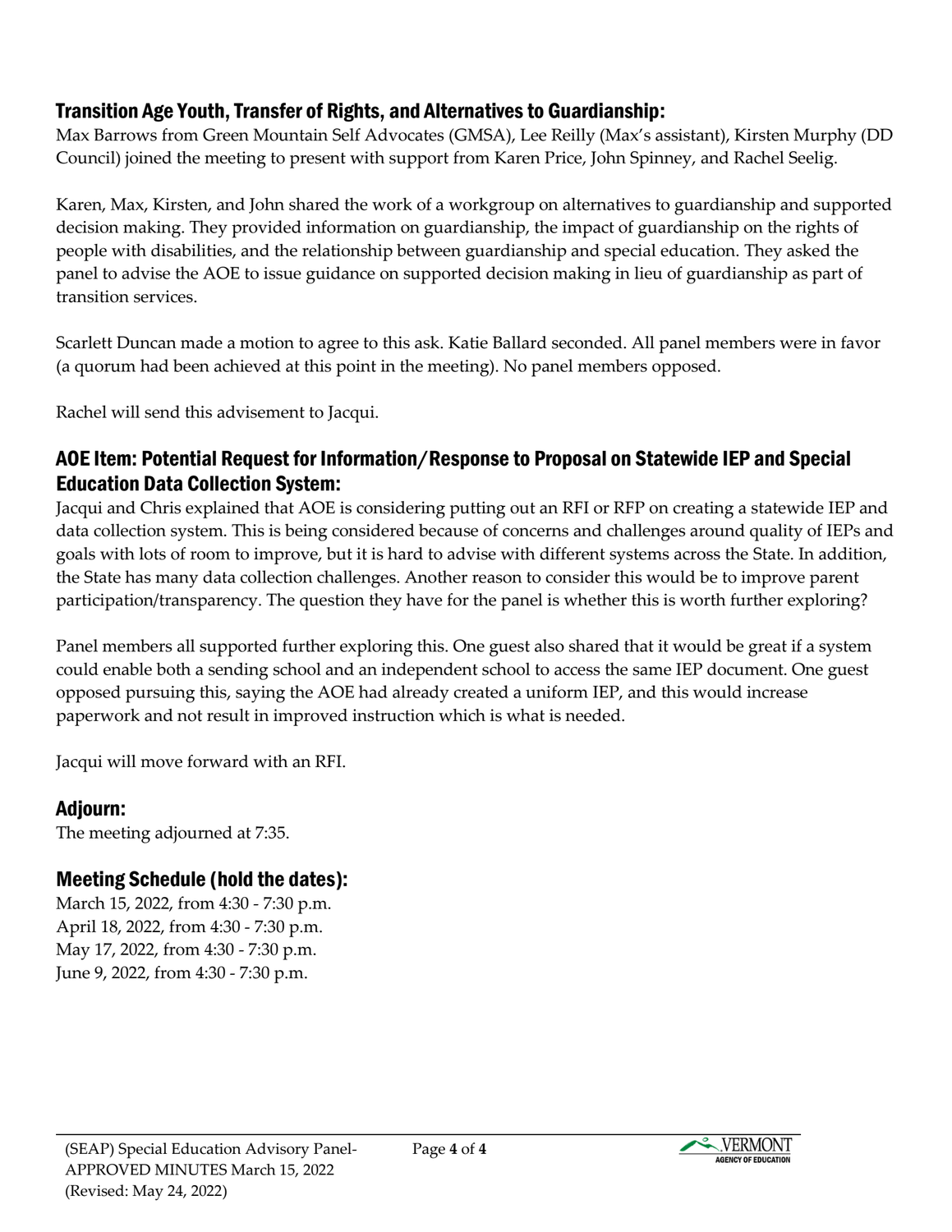## Transition Age Youth, Transfer of Rights, and Alternatives to Guardianship:

Max Barrows from Green Mountain Self Advocates (GMSA), Lee Reilly (Max's assistant), Kirsten Murphy (DD Council) joined the meeting to present with support from Karen Price, John Spinney, and Rachel Seelig.

Karen, Max, Kirsten, and John shared the work of a workgroup on alternatives to guardianship and supported decision making. They provided information on guardianship, the impact of guardianship on the rights of people with disabilities, and the relationship between guardianship and special education. They asked the panel to advise the AOE to issue guidance on supported decision making in lieu of guardianship as part of transition services.

Scarlett Duncan made a motion to agree to this ask. Katie Ballard seconded. All panel members were in favor (a quorum had been achieved at this point in the meeting). No panel members opposed.

Rachel will send this advisement to Jacqui.

## AOE Item: Potential Request for Information/Response to Proposal on Statewide IEP and Special Education Data Collection System:

Jacqui and Chris explained that AOE is considering putting out an RFI or RFP on creating a statewide IEP and data collection system. This is being considered because of concerns and challenges around quality of IEPs and goals with lots of room to improve, but it is hard to advise with different systems across the State. In addition, the State has many data collection challenges. Another reason to consider this would be to improve parent participation/transparency. The question they have for the panel is whether this is worth further exploring?

Panel members all supported further exploring this. One guest also shared that it would be great if a system could enable both a sending school and an independent school to access the same IEP document. One guest opposed pursuing this, saying the AOE had already created a uniform IEP, and this would increase paperwork and not result in improved instruction which is what is needed.

Jacqui will move forward with an RFI.

## Adjourn:

The meeting adjourned at 7:35.

## Meeting Schedule (hold the dates):

March 15, 2022, from 4:30 - 7:30 p.m.
April 18, 2022, from 4:30 - 7:30 p.m.
May 17, 2022, from 4:30 - 7:30 p.m.
June 9, 2022, from 4:30 - 7:30 p.m.